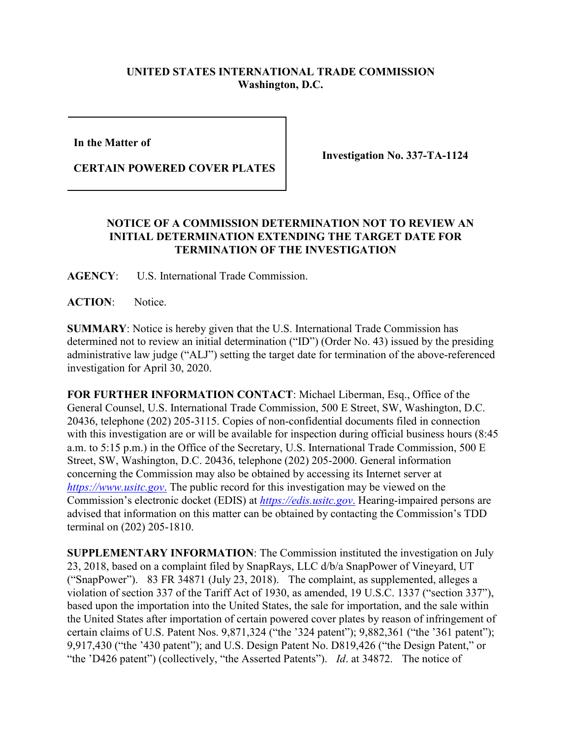**UNITED STATES INTERNATIONAL TRADE COMMISSION**
**Washington, D.C.**

| | |
|---|---|
| **In the Matter of** <br><br> **CERTAIN POWERED COVER PLATES** | **Investigation No. 337-TA-1124** |

**NOTICE OF A COMMISSION DETERMINATION NOT TO REVIEW AN INITIAL DETERMINATION EXTENDING THE TARGET DATE FOR TERMINATION OF THE INVESTIGATION**

**AGENCY**: U.S. International Trade Commission.

**ACTION**: Notice.

**SUMMARY**: Notice is hereby given that the U.S. International Trade Commission has determined not to review an initial determination ("ID") (Order No. 43) issued by the presiding administrative law judge ("ALJ") setting the target date for termination of the above-referenced investigation for April 30, 2020.

**FOR FURTHER INFORMATION CONTACT**: Michael Liberman, Esq., Office of the General Counsel, U.S. International Trade Commission, 500 E Street, SW, Washington, D.C. 20436, telephone (202) 205-3115. Copies of non-confidential documents filed in connection with this investigation are or will be available for inspection during official business hours (8:45 a.m. to 5:15 p.m.) in the Office of the Secretary, U.S. International Trade Commission, 500 E Street, SW, Washington, D.C. 20436, telephone (202) 205-2000. General information concerning the Commission may also be obtained by accessing its Internet server at *https://www.usitc.gov.* The public record for this investigation may be viewed on the Commission's electronic docket (EDIS) at *https://edis.usitc.gov.* Hearing-impaired persons are advised that information on this matter can be obtained by contacting the Commission's TDD terminal on (202) 205-1810.

**SUPPLEMENTARY INFORMATION**: The Commission instituted the investigation on July 23, 2018, based on a complaint filed by SnapRays, LLC d/b/a SnapPower of Vineyard, UT ("SnapPower"). 83 FR 34871 (July 23, 2018). The complaint, as supplemented, alleges a violation of section 337 of the Tariff Act of 1930, as amended, 19 U.S.C. 1337 ("section 337"), based upon the importation into the United States, the sale for importation, and the sale within the United States after importation of certain powered cover plates by reason of infringement of certain claims of U.S. Patent Nos. 9,871,324 ("the '324 patent"); 9,882,361 ("the '361 patent"); 9,917,430 ("the '430 patent"); and U.S. Design Patent No. D819,426 ("the Design Patent," or "the 'D426 patent") (collectively, "the Asserted Patents"). *Id*. at 34872. The notice of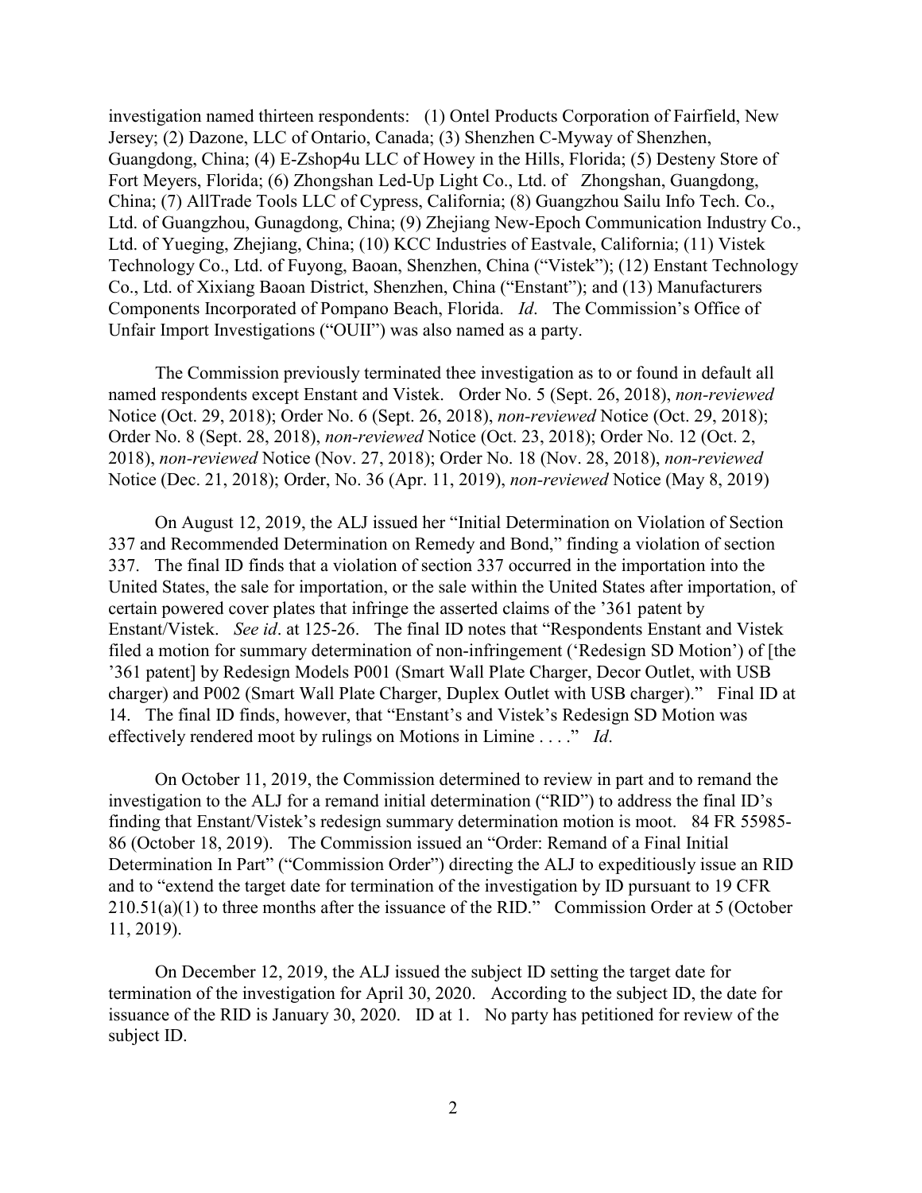investigation named thirteen respondents: (1) Ontel Products Corporation of Fairfield, New Jersey; (2) Dazone, LLC of Ontario, Canada; (3) Shenzhen C-Myway of Shenzhen, Guangdong, China; (4) E-Zshop4u LLC of Howey in the Hills, Florida; (5) Desteny Store of Fort Meyers, Florida; (6) Zhongshan Led-Up Light Co., Ltd. of Zhongshan, Guangdong, China; (7) AllTrade Tools LLC of Cypress, California; (8) Guangzhou Sailu Info Tech. Co., Ltd. of Guangzhou, Gunagdong, China; (9) Zhejiang New-Epoch Communication Industry Co., Ltd. of Yueging, Zhejiang, China; (10) KCC Industries of Eastvale, California; (11) Vistek Technology Co., Ltd. of Fuyong, Baoan, Shenzhen, China ("Vistek"); (12) Enstant Technology Co., Ltd. of Xixiang Baoan District, Shenzhen, China ("Enstant"); and (13) Manufacturers Components Incorporated of Pompano Beach, Florida. *Id*. The Commission's Office of Unfair Import Investigations ("OUII") was also named as a party.

The Commission previously terminated thee investigation as to or found in default all named respondents except Enstant and Vistek. Order No. 5 (Sept. 26, 2018), *non-reviewed* Notice (Oct. 29, 2018); Order No. 6 (Sept. 26, 2018), *non-reviewed* Notice (Oct. 29, 2018); Order No. 8 (Sept. 28, 2018), *non-reviewed* Notice (Oct. 23, 2018); Order No. 12 (Oct. 2, 2018), *non-reviewed* Notice (Nov. 27, 2018); Order No. 18 (Nov. 28, 2018), *non-reviewed* Notice (Dec. 21, 2018); Order, No. 36 (Apr. 11, 2019), *non-reviewed* Notice (May 8, 2019)

On August 12, 2019, the ALJ issued her "Initial Determination on Violation of Section 337 and Recommended Determination on Remedy and Bond," finding a violation of section 337. The final ID finds that a violation of section 337 occurred in the importation into the United States, the sale for importation, or the sale within the United States after importation, of certain powered cover plates that infringe the asserted claims of the '361 patent by Enstant/Vistek. *See id*. at 125-26. The final ID notes that "Respondents Enstant and Vistek filed a motion for summary determination of non-infringement ('Redesign SD Motion') of [the '361 patent] by Redesign Models P001 (Smart Wall Plate Charger, Decor Outlet, with USB charger) and P002 (Smart Wall Plate Charger, Duplex Outlet with USB charger)." Final ID at 14. The final ID finds, however, that "Enstant's and Vistek's Redesign SD Motion was effectively rendered moot by rulings on Motions in Limine . . . ." *Id*.

On October 11, 2019, the Commission determined to review in part and to remand the investigation to the ALJ for a remand initial determination ("RID") to address the final ID's finding that Enstant/Vistek's redesign summary determination motion is moot. 84 FR 55985-86 (October 18, 2019). The Commission issued an "Order: Remand of a Final Initial Determination In Part" ("Commission Order") directing the ALJ to expeditiously issue an RID and to "extend the target date for termination of the investigation by ID pursuant to 19 CFR 210.51(a)(1) to three months after the issuance of the RID." Commission Order at 5 (October 11, 2019).

On December 12, 2019, the ALJ issued the subject ID setting the target date for termination of the investigation for April 30, 2020. According to the subject ID, the date for issuance of the RID is January 30, 2020. ID at 1. No party has petitioned for review of the subject ID.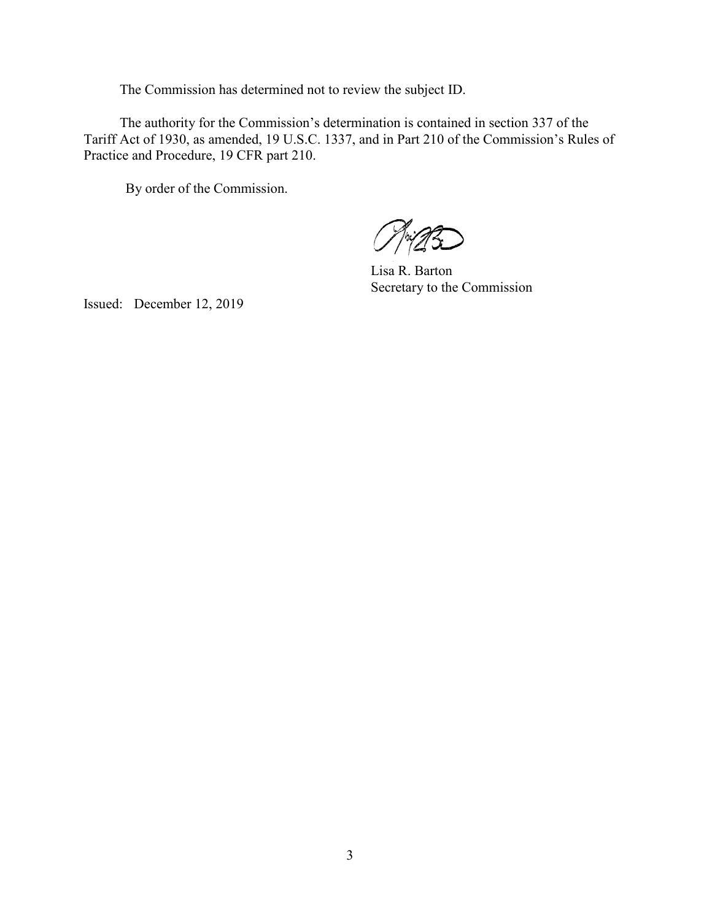The Commission has determined not to review the subject ID.

The authority for the Commission's determination is contained in section 337 of the Tariff Act of 1930, as amended, 19 U.S.C. 1337, and in Part 210 of the Commission's Rules of Practice and Procedure, 19 CFR part 210.

By order of the Commission.

Lisa R. Barton
Secretary to the Commission

Issued: December 12, 2019